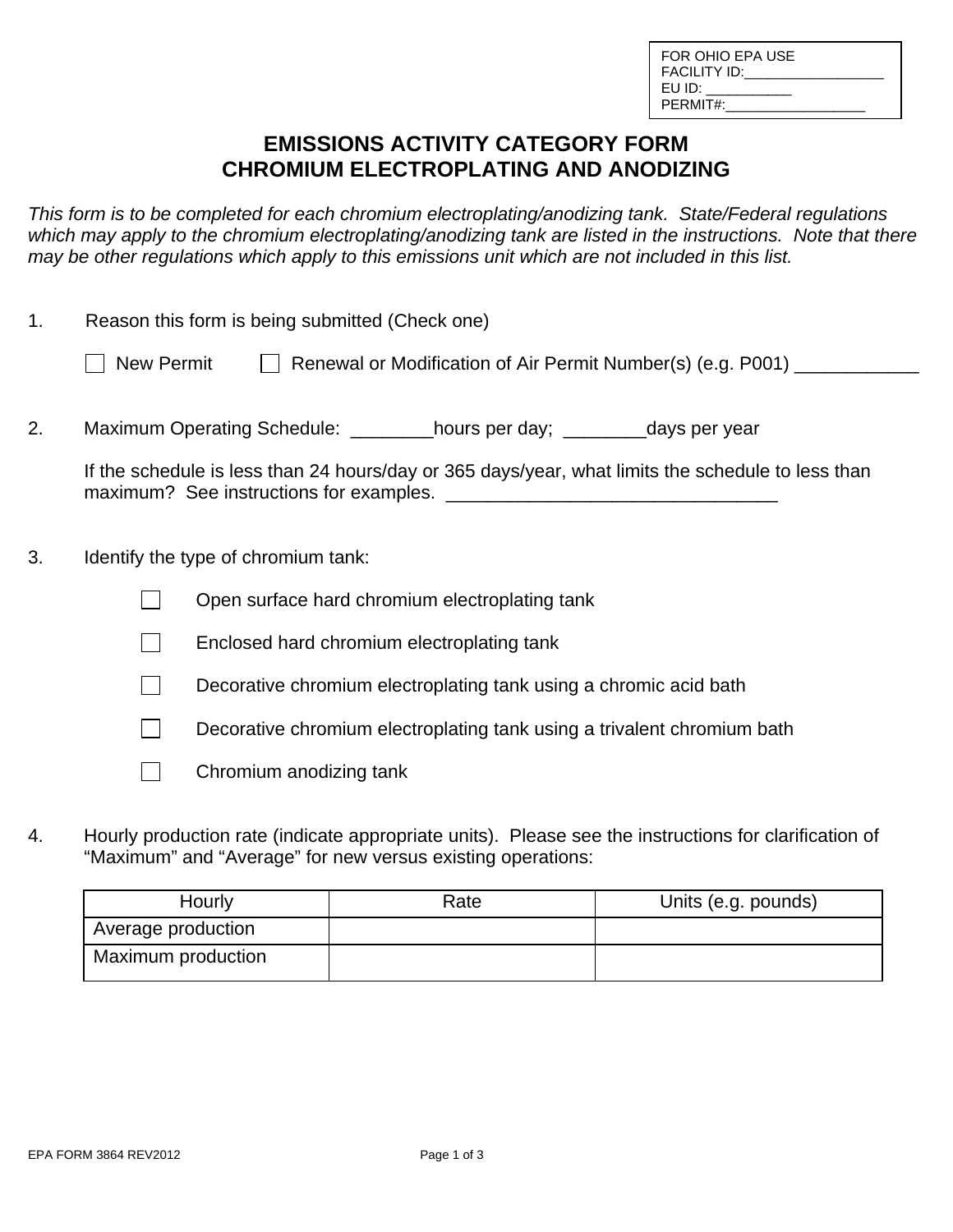FOR OHIO EPA USE
FACILITY ID:_________________
EU ID: __________
PERMIT#:_________________

# EMISSIONS ACTIVITY CATEGORY FORM
# CHROMIUM ELECTROPLATING AND ANODIZING

*This form is to be completed for each chromium electroplating/anodizing tank. State/Federal regulations which may apply to the chromium electroplating/anodizing tank are listed in the instructions. Note that there may be other regulations which apply to this emissions unit which are not included in this list.*

1. Reason this form is being submitted (Check one)

   ☐ New Permit  ☐ Renewal or Modification of Air Permit Number(s) (e.g. P001) ____________

2. Maximum Operating Schedule: ________hours per day; ________days per year

   If the schedule is less than 24 hours/day or 365 days/year, what limits the schedule to less than maximum? See instructions for examples. ________________________________

3. Identify the type of chromium tank:

   ☐ Open surface hard chromium electroplating tank

   ☐ Enclosed hard chromium electroplating tank

   ☐ Decorative chromium electroplating tank using a chromic acid bath

   ☐ Decorative chromium electroplating tank using a trivalent chromium bath

   ☐ Chromium anodizing tank

4. Hourly production rate (indicate appropriate units). Please see the instructions for clarification of "Maximum" and "Average" for new versus existing operations:

| Hourly | Rate | Units (e.g. pounds) |
|---|---|---|
| Average production | | |
| Maximum production | | |

EPA FORM 3864 REV2012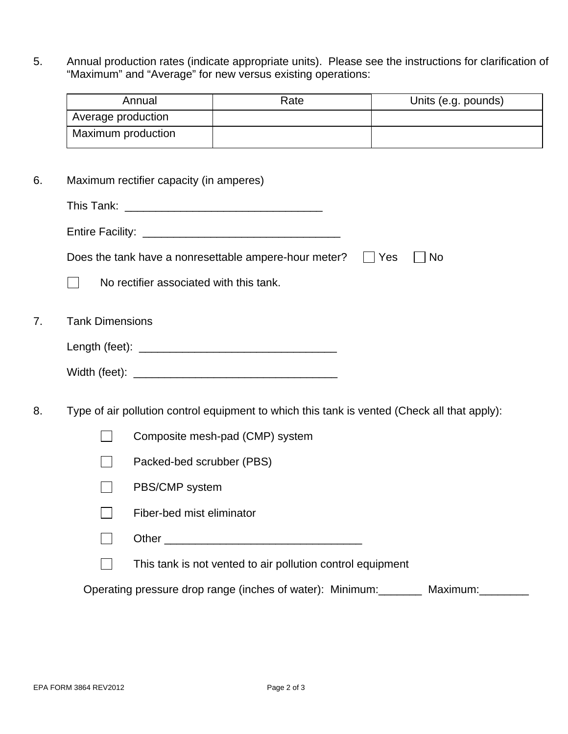5. Annual production rates (indicate appropriate units). Please see the instructions for clarification of "Maximum" and "Average" for new versus existing operations:

| Annual | Rate | Units (e.g. pounds) |
| --- | --- | --- |
| Average production | | |
| Maximum production | | |

6. Maximum rectifier capacity (in amperes)

   This Tank: _______________________________

   Entire Facility: _______________________________

   Does the tank have a nonresettable ampere-hour meter? ☐ Yes ☐ No

   ☐ No rectifier associated with this tank.

7. Tank Dimensions

   Length (feet): _______________________________

   Width (feet): _______________________________

8. Type of air pollution control equipment to which this tank is vented (Check all that apply):

   ☐ Composite mesh-pad (CMP) system

   ☐ Packed-bed scrubber (PBS)

   ☐ PBS/CMP system

   ☐ Fiber-bed mist eliminator

   ☐ Other _______________________________

   ☐ This tank is not vented to air pollution control equipment

   Operating pressure drop range (inches of water): Minimum:_______ Maximum:________

EPA FORM 3864 REV2012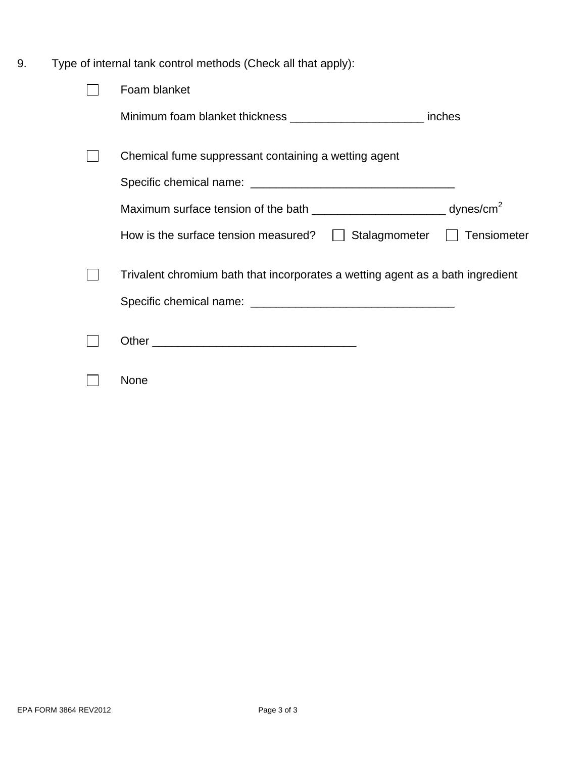9. Type of internal tank control methods (Check all that apply):

☐ Foam blanket

Minimum foam blanket thickness ____________________ inches

☐ Chemical fume suppressant containing a wetting agent

Specific chemical name: _______________________________

Maximum surface tension of the bath ____________________ dynes/cm$^2$

How is the surface tension measured? ☐ Stalagmometer ☐ Tensiometer

☐ Trivalent chromium bath that incorporates a wetting agent as a bath ingredient

Specific chemical name: _______________________________

☐ Other _______________________________

☐ None

EPA FORM 3864 REV2012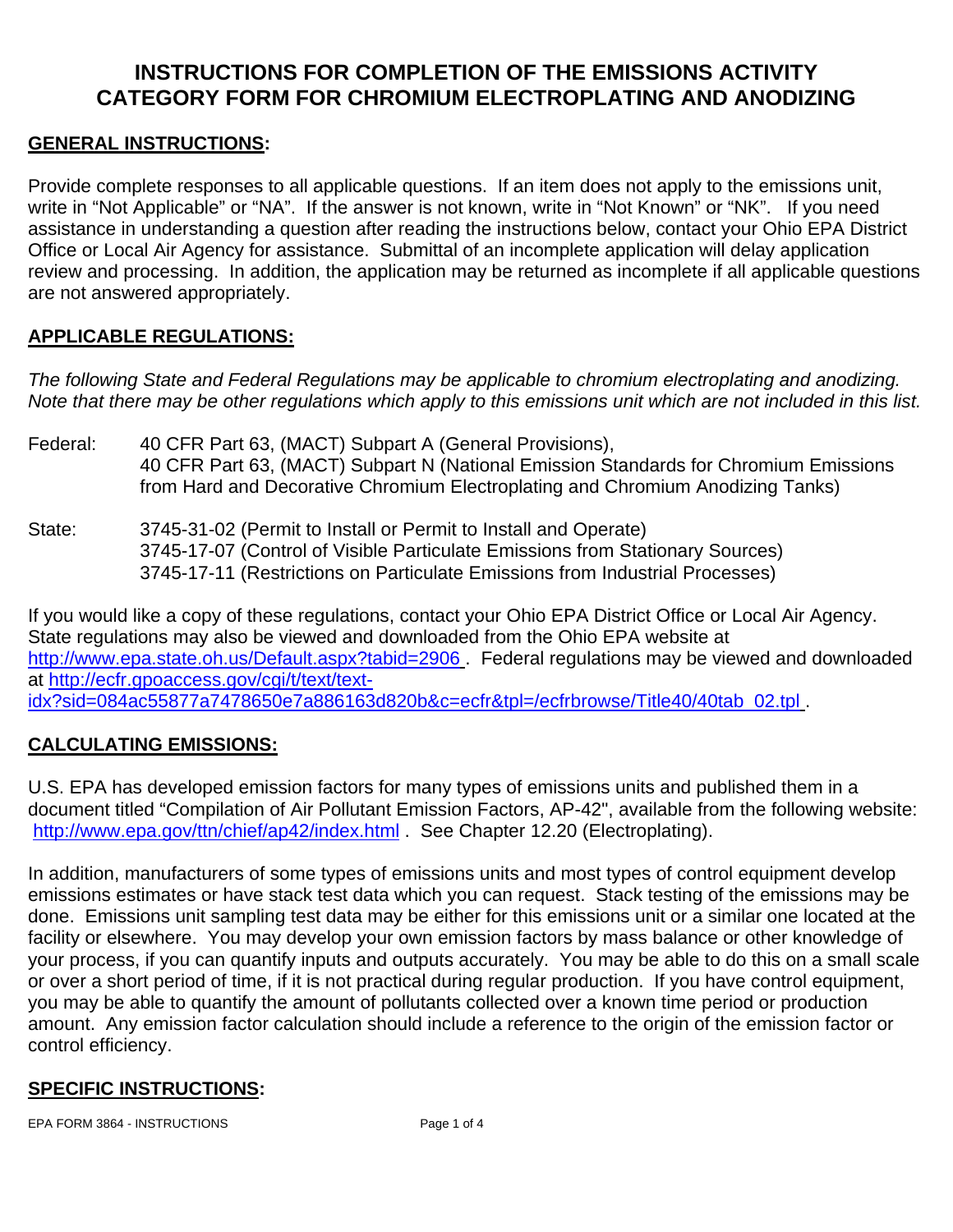# INSTRUCTIONS FOR COMPLETION OF THE EMISSIONS ACTIVITY CATEGORY FORM FOR CHROMIUM ELECTROPLATING AND ANODIZING

## GENERAL INSTRUCTIONS:

Provide complete responses to all applicable questions. If an item does not apply to the emissions unit, write in "Not Applicable" or "NA". If the answer is not known, write in "Not Known" or "NK". If you need assistance in understanding a question after reading the instructions below, contact your Ohio EPA District Office or Local Air Agency for assistance. Submittal of an incomplete application will delay application review and processing. In addition, the application may be returned as incomplete if all applicable questions are not answered appropriately.

## APPLICABLE REGULATIONS:

*The following State and Federal Regulations may be applicable to chromium electroplating and anodizing. Note that there may be other regulations which apply to this emissions unit which are not included in this list.*

Federal: 40 CFR Part 63, (MACT) Subpart A (General Provisions),
40 CFR Part 63, (MACT) Subpart N (National Emission Standards for Chromium Emissions from Hard and Decorative Chromium Electroplating and Chromium Anodizing Tanks)

State: 3745-31-02 (Permit to Install or Permit to Install and Operate)
3745-17-07 (Control of Visible Particulate Emissions from Stationary Sources)
3745-17-11 (Restrictions on Particulate Emissions from Industrial Processes)

If you would like a copy of these regulations, contact your Ohio EPA District Office or Local Air Agency. State regulations may also be viewed and downloaded from the Ohio EPA website at http://www.epa.state.oh.us/Default.aspx?tabid=2906 . Federal regulations may be viewed and downloaded at http://ecfr.gpoaccess.gov/cgi/t/text/text-idx?sid=084ac55877a7478650e7a886163d820b&c=ecfr&tpl=/ecfrbrowse/Title40/40tab_02.tpl .

## CALCULATING EMISSIONS:

U.S. EPA has developed emission factors for many types of emissions units and published them in a document titled "Compilation of Air Pollutant Emission Factors, AP-42", available from the following website: http://www.epa.gov/ttn/chief/ap42/index.html . See Chapter 12.20 (Electroplating).

In addition, manufacturers of some types of emissions units and most types of control equipment develop emissions estimates or have stack test data which you can request. Stack testing of the emissions may be done. Emissions unit sampling test data may be either for this emissions unit or a similar one located at the facility or elsewhere. You may develop your own emission factors by mass balance or other knowledge of your process, if you can quantify inputs and outputs accurately. You may be able to do this on a small scale or over a short period of time, if it is not practical during regular production. If you have control equipment, you may be able to quantify the amount of pollutants collected over a known time period or production amount. Any emission factor calculation should include a reference to the origin of the emission factor or control efficiency.

## SPECIFIC INSTRUCTIONS: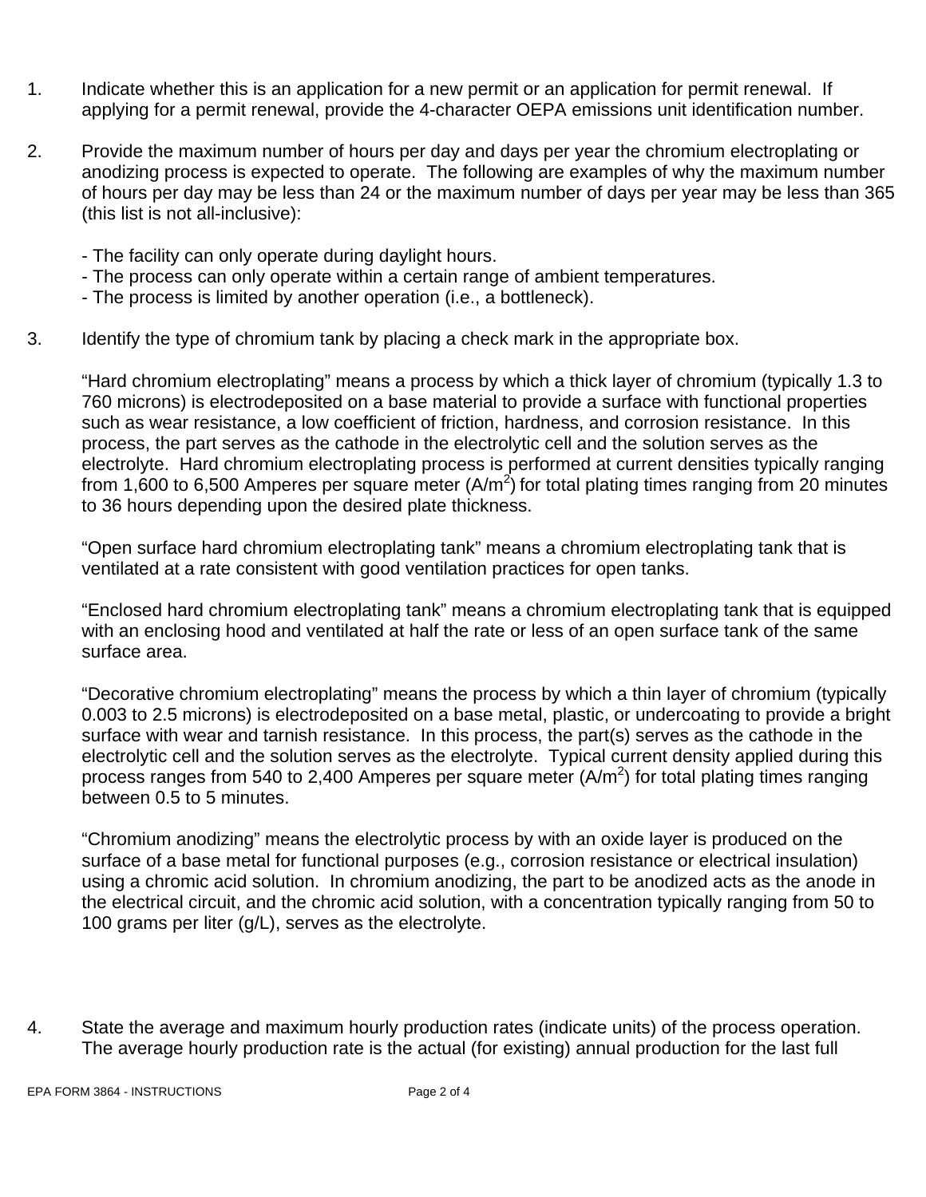1. Indicate whether this is an application for a new permit or an application for permit renewal. If applying for a permit renewal, provide the 4-character OEPA emissions unit identification number.

2. Provide the maximum number of hours per day and days per year the chromium electroplating or anodizing process is expected to operate. The following are examples of why the maximum number of hours per day may be less than 24 or the maximum number of days per year may be less than 365 (this list is not all-inclusive):

   - The facility can only operate during daylight hours.
   - The process can only operate within a certain range of ambient temperatures.
   - The process is limited by another operation (i.e., a bottleneck).

3. Identify the type of chromium tank by placing a check mark in the appropriate box.

   "Hard chromium electroplating" means a process by which a thick layer of chromium (typically 1.3 to 760 microns) is electrodeposited on a base material to provide a surface with functional properties such as wear resistance, a low coefficient of friction, hardness, and corrosion resistance. In this process, the part serves as the cathode in the electrolytic cell and the solution serves as the electrolyte. Hard chromium electroplating process is performed at current densities typically ranging from 1,600 to 6,500 Amperes per square meter ($A/m^2$) for total plating times ranging from 20 minutes to 36 hours depending upon the desired plate thickness.

   "Open surface hard chromium electroplating tank" means a chromium electroplating tank that is ventilated at a rate consistent with good ventilation practices for open tanks.

   "Enclosed hard chromium electroplating tank" means a chromium electroplating tank that is equipped with an enclosing hood and ventilated at half the rate or less of an open surface tank of the same surface area.

   "Decorative chromium electroplating" means the process by which a thin layer of chromium (typically 0.003 to 2.5 microns) is electrodeposited on a base metal, plastic, or undercoating to provide a bright surface with wear and tarnish resistance. In this process, the part(s) serves as the cathode in the electrolytic cell and the solution serves as the electrolyte. Typical current density applied during this process ranges from 540 to 2,400 Amperes per square meter ($A/m^2$) for total plating times ranging between 0.5 to 5 minutes.

   "Chromium anodizing" means the electrolytic process by with an oxide layer is produced on the surface of a base metal for functional purposes (e.g., corrosion resistance or electrical insulation) using a chromic acid solution. In chromium anodizing, the part to be anodized acts as the anode in the electrical circuit, and the chromic acid solution, with a concentration typically ranging from 50 to 100 grams per liter (g/L), serves as the electrolyte.

4. State the average and maximum hourly production rates (indicate units) of the process operation. The average hourly production rate is the actual (for existing) annual production for the last full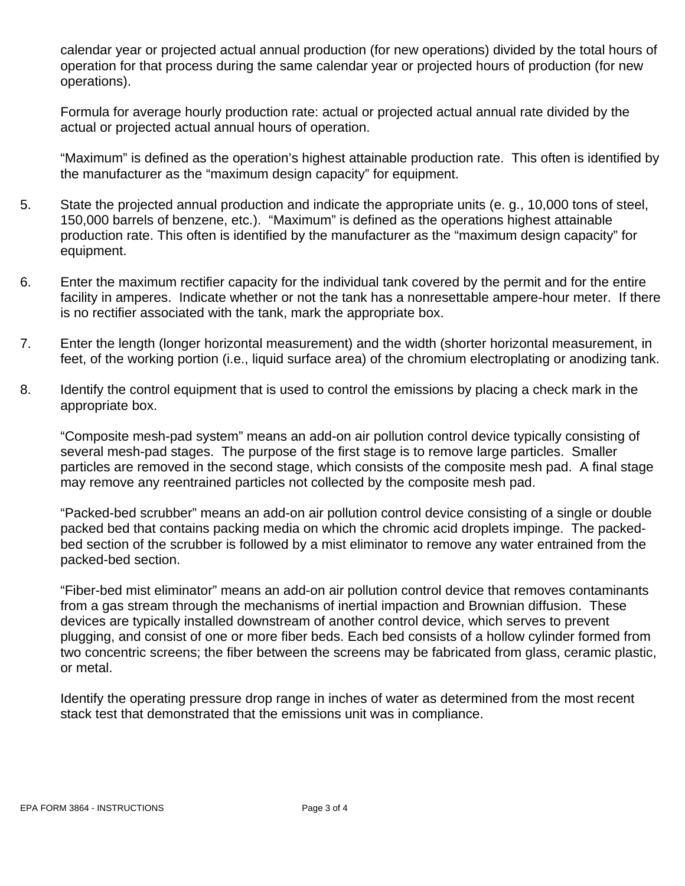calendar year or projected actual annual production (for new operations) divided by the total hours of operation for that process during the same calendar year or projected hours of production (for new operations).

Formula for average hourly production rate: actual or projected actual annual rate divided by the actual or projected actual annual hours of operation.

“Maximum” is defined as the operation’s highest attainable production rate. This often is identified by the manufacturer as the “maximum design capacity” for equipment.

5. State the projected annual production and indicate the appropriate units (e. g., 10,000 tons of steel, 150,000 barrels of benzene, etc.). “Maximum” is defined as the operations highest attainable production rate. This often is identified by the manufacturer as the “maximum design capacity” for equipment.

6. Enter the maximum rectifier capacity for the individual tank covered by the permit and for the entire facility in amperes. Indicate whether or not the tank has a nonresettable ampere-hour meter. If there is no rectifier associated with the tank, mark the appropriate box.

7. Enter the length (longer horizontal measurement) and the width (shorter horizontal measurement, in feet, of the working portion (i.e., liquid surface area) of the chromium electroplating or anodizing tank.

8. Identify the control equipment that is used to control the emissions by placing a check mark in the appropriate box.

   “Composite mesh-pad system” means an add-on air pollution control device typically consisting of several mesh-pad stages. The purpose of the first stage is to remove large particles. Smaller particles are removed in the second stage, which consists of the composite mesh pad. A final stage may remove any reentrained particles not collected by the composite mesh pad.

   “Packed-bed scrubber” means an add-on air pollution control device consisting of a single or double packed bed that contains packing media on which the chromic acid droplets impinge. The packed-bed section of the scrubber is followed by a mist eliminator to remove any water entrained from the packed-bed section.

   “Fiber-bed mist eliminator” means an add-on air pollution control device that removes contaminants from a gas stream through the mechanisms of inertial impaction and Brownian diffusion. These devices are typically installed downstream of another control device, which serves to prevent plugging, and consist of one or more fiber beds. Each bed consists of a hollow cylinder formed from two concentric screens; the fiber between the screens may be fabricated from glass, ceramic plastic, or metal.

   Identify the operating pressure drop range in inches of water as determined from the most recent stack test that demonstrated that the emissions unit was in compliance.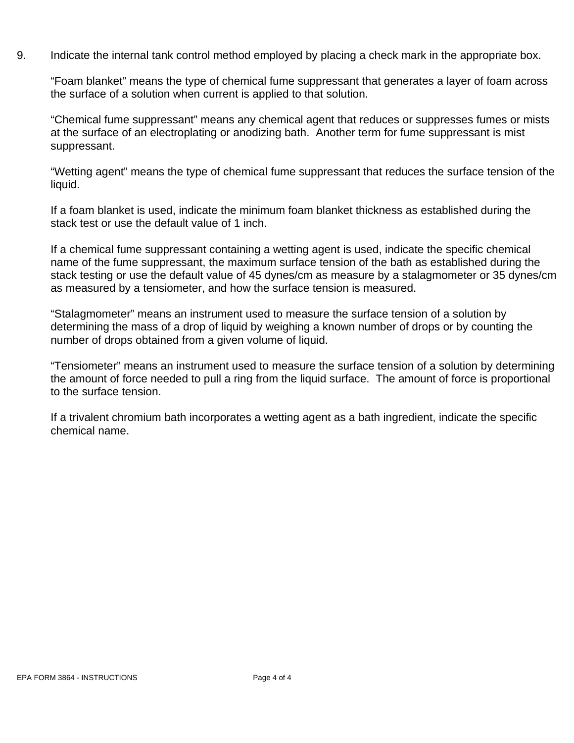9. Indicate the internal tank control method employed by placing a check mark in the appropriate box.

   "Foam blanket" means the type of chemical fume suppressant that generates a layer of foam across the surface of a solution when current is applied to that solution.

   "Chemical fume suppressant" means any chemical agent that reduces or suppresses fumes or mists at the surface of an electroplating or anodizing bath. Another term for fume suppressant is mist suppressant.

   "Wetting agent" means the type of chemical fume suppressant that reduces the surface tension of the liquid.

   If a foam blanket is used, indicate the minimum foam blanket thickness as established during the stack test or use the default value of 1 inch.

   If a chemical fume suppressant containing a wetting agent is used, indicate the specific chemical name of the fume suppressant, the maximum surface tension of the bath as established during the stack testing or use the default value of 45 dynes/cm as measure by a stalagmometer or 35 dynes/cm as measured by a tensiometer, and how the surface tension is measured.

   "Stalagmometer" means an instrument used to measure the surface tension of a solution by determining the mass of a drop of liquid by weighing a known number of drops or by counting the number of drops obtained from a given volume of liquid.

   "Tensiometer" means an instrument used to measure the surface tension of a solution by determining the amount of force needed to pull a ring from the liquid surface. The amount of force is proportional to the surface tension.

   If a trivalent chromium bath incorporates a wetting agent as a bath ingredient, indicate the specific chemical name.